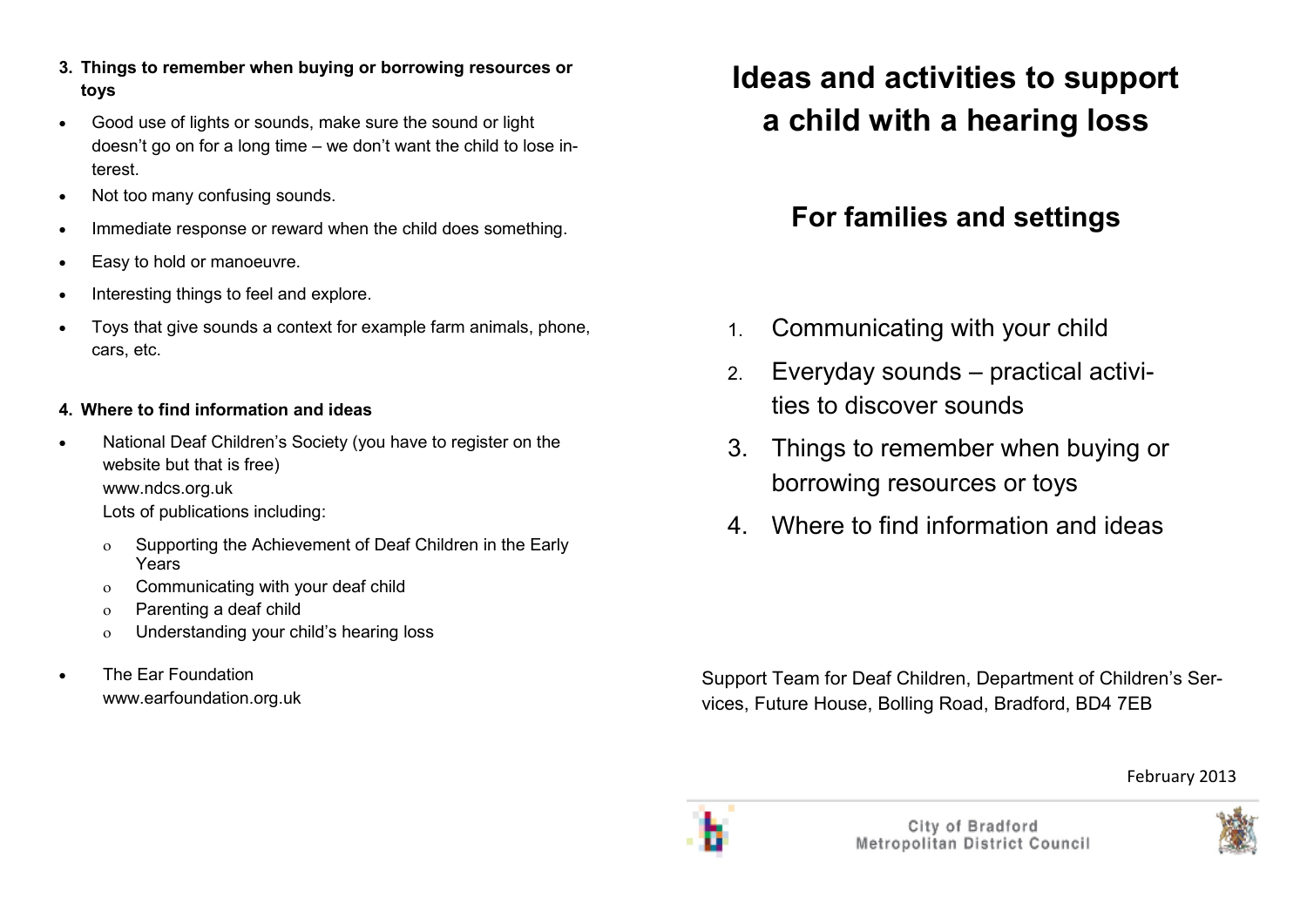# Ideas and activities to support a child with a hearing loss

## For families and settings

1. Communicating with your child
2. Everyday sounds – practical activities to discover sounds
3. Things to remember when buying or borrowing resources or toys
4. Where to find information and ideas

Support Team for Deaf Children, Department of Children's Services, Future House, Bolling Road, Bradford, BD4 7EB

February 2013

City of Bradford Metropolitan District Council

**3. Things to remember when buying or borrowing resources or toys**

- Good use of lights or sounds, make sure the sound or light doesn't go on for a long time – we don't want the child to lose interest.
- Not too many confusing sounds.
- Immediate response or reward when the child does something.
- Easy to hold or manoeuvre.
- Interesting things to feel and explore.
- Toys that give sounds a context for example farm animals, phone, cars, etc.

**4. Where to find information and ideas**

- National Deaf Children's Society (you have to register on the website but that is free)
  www.ndcs.org.uk
  Lots of publications including:
  - Supporting the Achievement of Deaf Children in the Early Years
  - Communicating with your deaf child
  - Parenting a deaf child
  - Understanding your child's hearing loss
- The Ear Foundation
  www.earfoundation.org.uk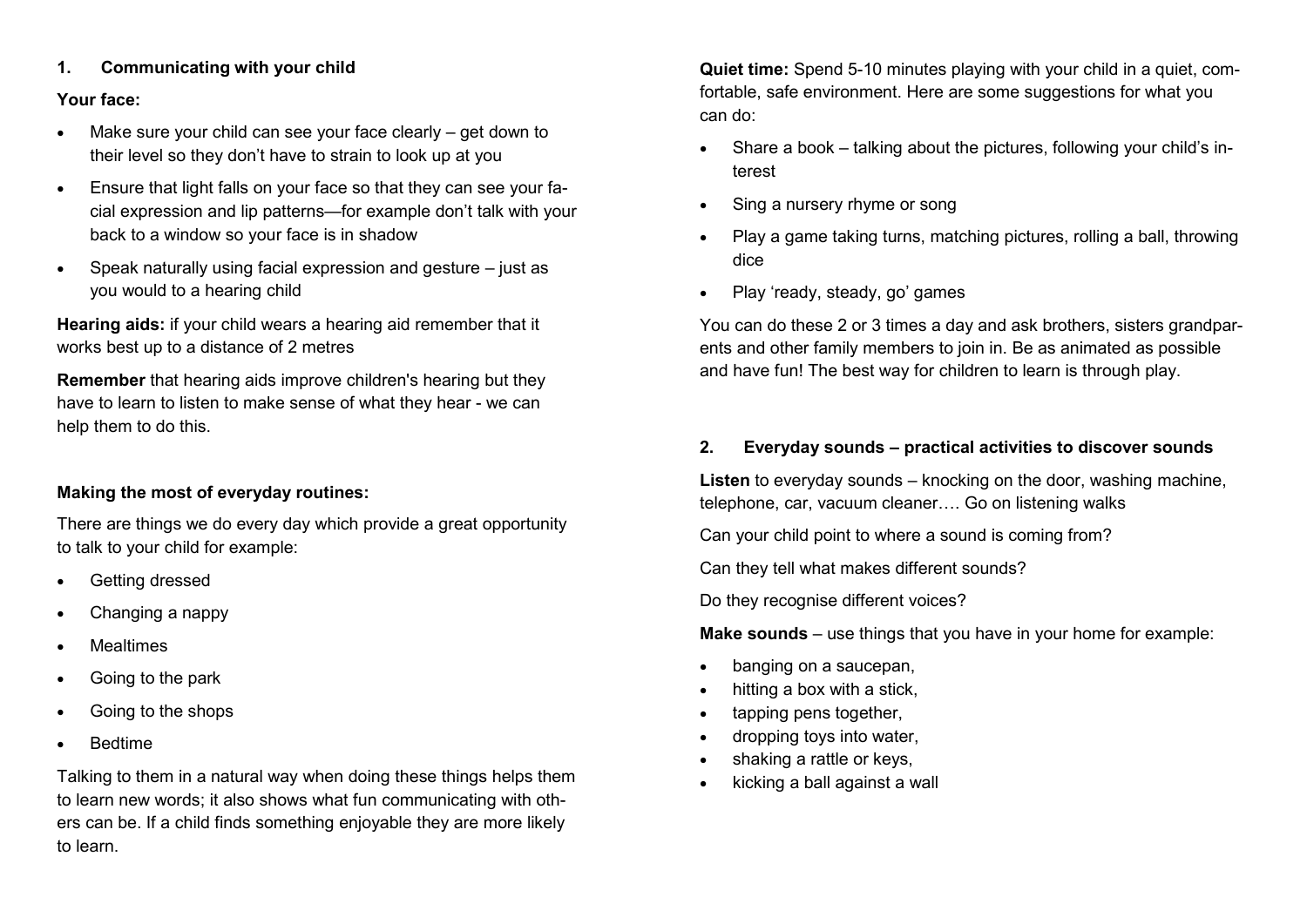## 1. Communicating with your child

**Your face:**

- Make sure your child can see your face clearly – get down to their level so they don't have to strain to look up at you
- Ensure that light falls on your face so that they can see your facial expression and lip patterns—for example don't talk with your back to a window so your face is in shadow
- Speak naturally using facial expression and gesture – just as you would to a hearing child

**Hearing aids:** if your child wears a hearing aid remember that it works best up to a distance of 2 metres

**Remember** that hearing aids improve children's hearing but they have to learn to listen to make sense of what they hear - we can help them to do this.

**Making the most of everyday routines:**

There are things we do every day which provide a great opportunity to talk to your child for example:

- Getting dressed
- Changing a nappy
- Mealtimes
- Going to the park
- Going to the shops
- Bedtime

Talking to them in a natural way when doing these things helps them to learn new words; it also shows what fun communicating with others can be. If a child finds something enjoyable they are more likely to learn.

**Quiet time:** Spend 5-10 minutes playing with your child in a quiet, comfortable, safe environment. Here are some suggestions for what you can do:

- Share a book – talking about the pictures, following your child's interest
- Sing a nursery rhyme or song
- Play a game taking turns, matching pictures, rolling a ball, throwing dice
- Play 'ready, steady, go' games

You can do these 2 or 3 times a day and ask brothers, sisters grandparents and other family members to join in. Be as animated as possible and have fun! The best way for children to learn is through play.

## 2. Everyday sounds – practical activities to discover sounds

**Listen** to everyday sounds – knocking on the door, washing machine, telephone, car, vacuum cleaner…. Go on listening walks

Can your child point to where a sound is coming from?

Can they tell what makes different sounds?

Do they recognise different voices?

**Make sounds** – use things that you have in your home for example:

- banging on a saucepan,
- hitting a box with a stick,
- tapping pens together,
- dropping toys into water,
- shaking a rattle or keys,
- kicking a ball against a wall